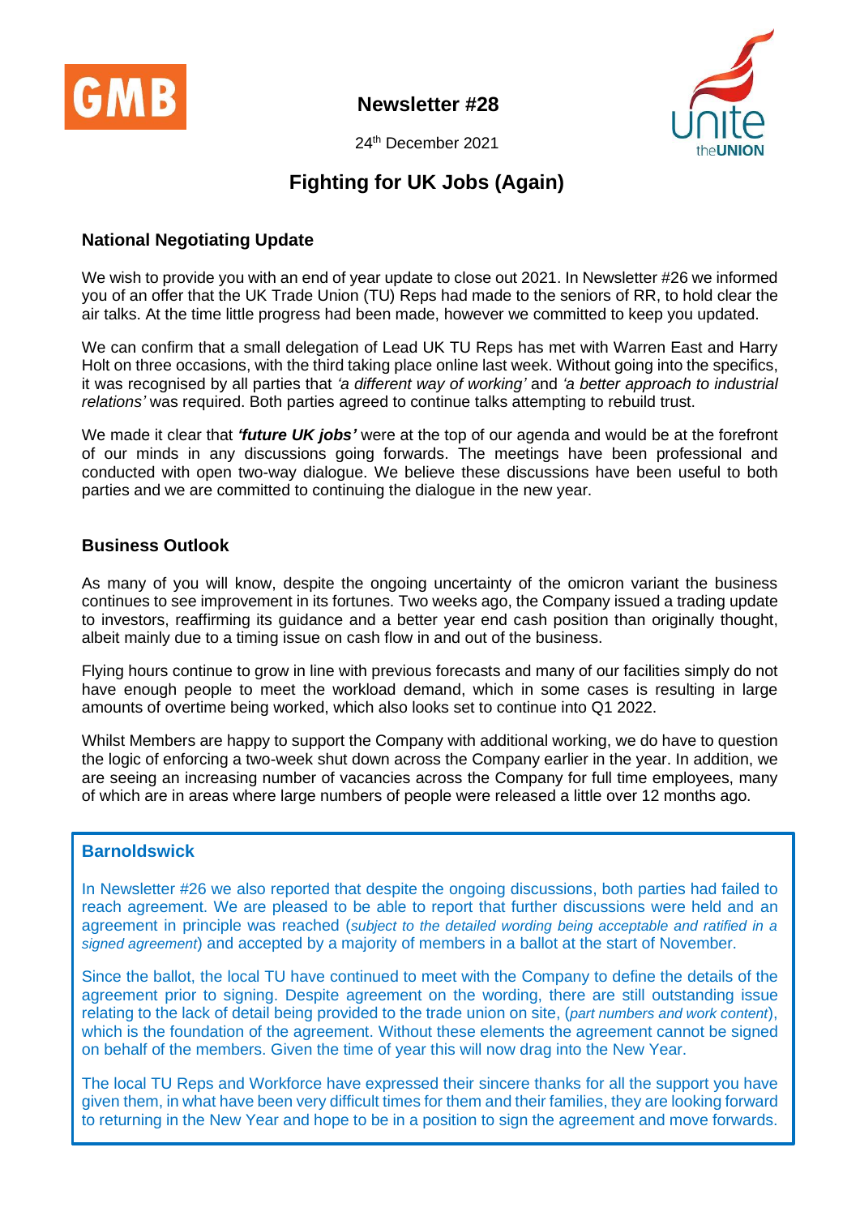GMB

**Newsletter #28**

24th December 2021

Unite the UNION

# Fighting for UK Jobs (Again)

## National Negotiating Update

We wish to provide you with an end of year update to close out 2021. In Newsletter #26 we informed you of an offer that the UK Trade Union (TU) Reps had made to the seniors of RR, to hold clear the air talks. At the time little progress had been made, however we committed to keep you updated.

We can confirm that a small delegation of Lead UK TU Reps has met with Warren East and Harry Holt on three occasions, with the third taking place online last week. Without going into the specifics, it was recognised by all parties that *'a different way of working'* and *'a better approach to industrial relations'* was required. Both parties agreed to continue talks attempting to rebuild trust.

We made it clear that ***'future UK jobs'*** were at the top of our agenda and would be at the forefront of our minds in any discussions going forwards. The meetings have been professional and conducted with open two-way dialogue. We believe these discussions have been useful to both parties and we are committed to continuing the dialogue in the new year.

## Business Outlook

As many of you will know, despite the ongoing uncertainty of the omicron variant the business continues to see improvement in its fortunes. Two weeks ago, the Company issued a trading update to investors, reaffirming its guidance and a better year end cash position than originally thought, albeit mainly due to a timing issue on cash flow in and out of the business.

Flying hours continue to grow in line with previous forecasts and many of our facilities simply do not have enough people to meet the workload demand, which in some cases is resulting in large amounts of overtime being worked, which also looks set to continue into Q1 2022.

Whilst Members are happy to support the Company with additional working, we do have to question the logic of enforcing a two-week shut down across the Company earlier in the year. In addition, we are seeing an increasing number of vacancies across the Company for full time employees, many of which are in areas where large numbers of people were released a little over 12 months ago.

## Barnoldswick

In Newsletter #26 we also reported that despite the ongoing discussions, both parties had failed to reach agreement. We are pleased to be able to report that further discussions were held and an agreement in principle was reached (*subject to the detailed wording being acceptable and ratified in a signed agreement*) and accepted by a majority of members in a ballot at the start of November.

Since the ballot, the local TU have continued to meet with the Company to define the details of the agreement prior to signing. Despite agreement on the wording, there are still outstanding issue relating to the lack of detail being provided to the trade union on site, (*part numbers and work content*), which is the foundation of the agreement. Without these elements the agreement cannot be signed on behalf of the members. Given the time of year this will now drag into the New Year.

The local TU Reps and Workforce have expressed their sincere thanks for all the support you have given them, in what have been very difficult times for them and their families, they are looking forward to returning in the New Year and hope to be in a position to sign the agreement and move forwards.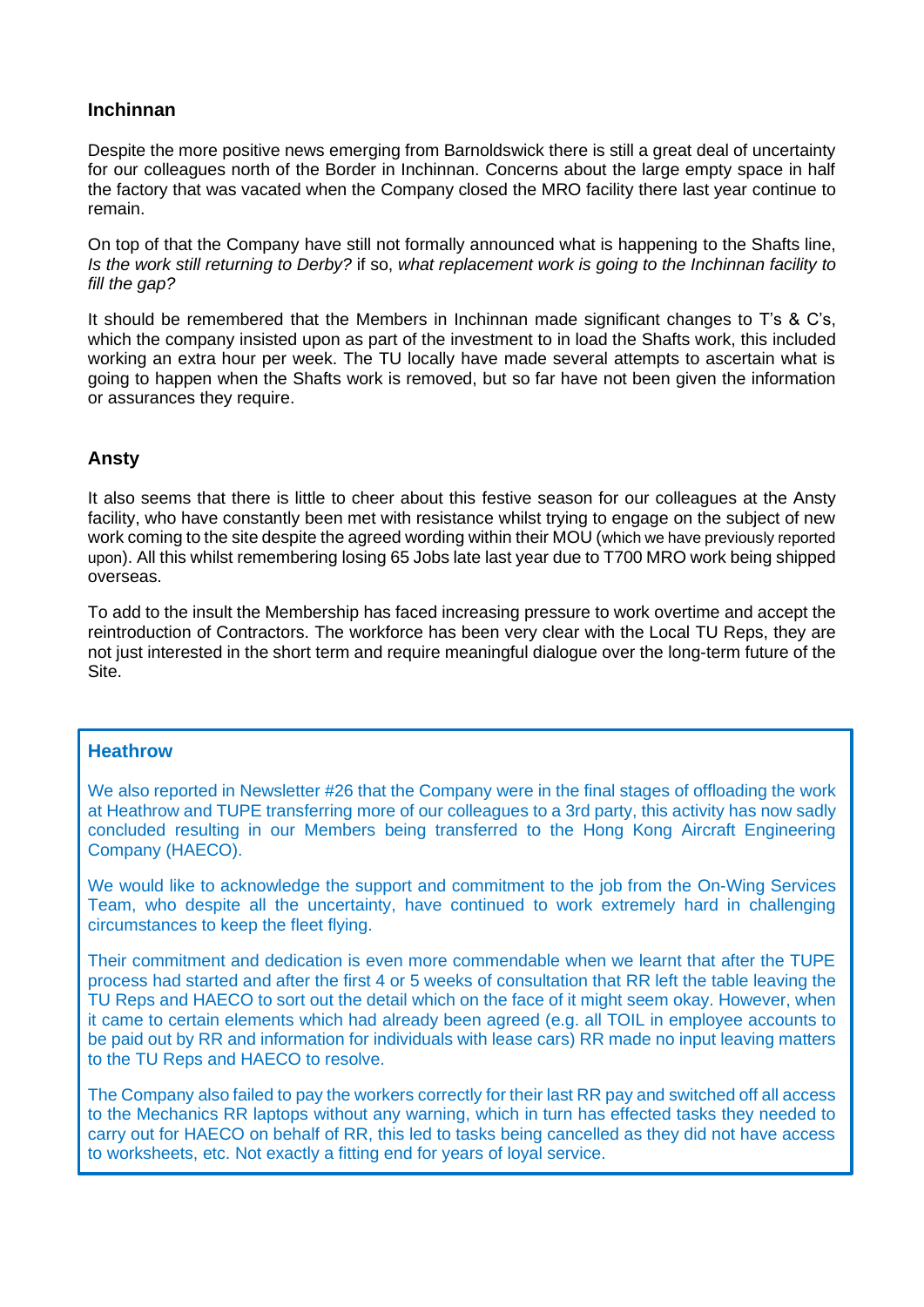## Inchinnan

Despite the more positive news emerging from Barnoldswick there is still a great deal of uncertainty for our colleagues north of the Border in Inchinnan. Concerns about the large empty space in half the factory that was vacated when the Company closed the MRO facility there last year continue to remain.

On top of that the Company have still not formally announced what is happening to the Shafts line, *Is the work still returning to Derby?* if so, *what replacement work is going to the Inchinnan facility to fill the gap?*

It should be remembered that the Members in Inchinnan made significant changes to T's & C's, which the company insisted upon as part of the investment to in load the Shafts work, this included working an extra hour per week. The TU locally have made several attempts to ascertain what is going to happen when the Shafts work is removed, but so far have not been given the information or assurances they require.

## Ansty

It also seems that there is little to cheer about this festive season for our colleagues at the Ansty facility, who have constantly been met with resistance whilst trying to engage on the subject of new work coming to the site despite the agreed wording within their MOU (which we have previously reported upon). All this whilst remembering losing 65 Jobs late last year due to T700 MRO work being shipped overseas.

To add to the insult the Membership has faced increasing pressure to work overtime and accept the reintroduction of Contractors. The workforce has been very clear with the Local TU Reps, they are not just interested in the short term and require meaningful dialogue over the long-term future of the Site.

## Heathrow

We also reported in Newsletter #26 that the Company were in the final stages of offloading the work at Heathrow and TUPE transferring more of our colleagues to a 3rd party, this activity has now sadly concluded resulting in our Members being transferred to the Hong Kong Aircraft Engineering Company (HAECO).

We would like to acknowledge the support and commitment to the job from the On-Wing Services Team, who despite all the uncertainty, have continued to work extremely hard in challenging circumstances to keep the fleet flying.

Their commitment and dedication is even more commendable when we learnt that after the TUPE process had started and after the first 4 or 5 weeks of consultation that RR left the table leaving the TU Reps and HAECO to sort out the detail which on the face of it might seem okay. However, when it came to certain elements which had already been agreed (e.g. all TOIL in employee accounts to be paid out by RR and information for individuals with lease cars) RR made no input leaving matters to the TU Reps and HAECO to resolve.

The Company also failed to pay the workers correctly for their last RR pay and switched off all access to the Mechanics RR laptops without any warning, which in turn has effected tasks they needed to carry out for HAECO on behalf of RR, this led to tasks being cancelled as they did not have access to worksheets, etc. Not exactly a fitting end for years of loyal service.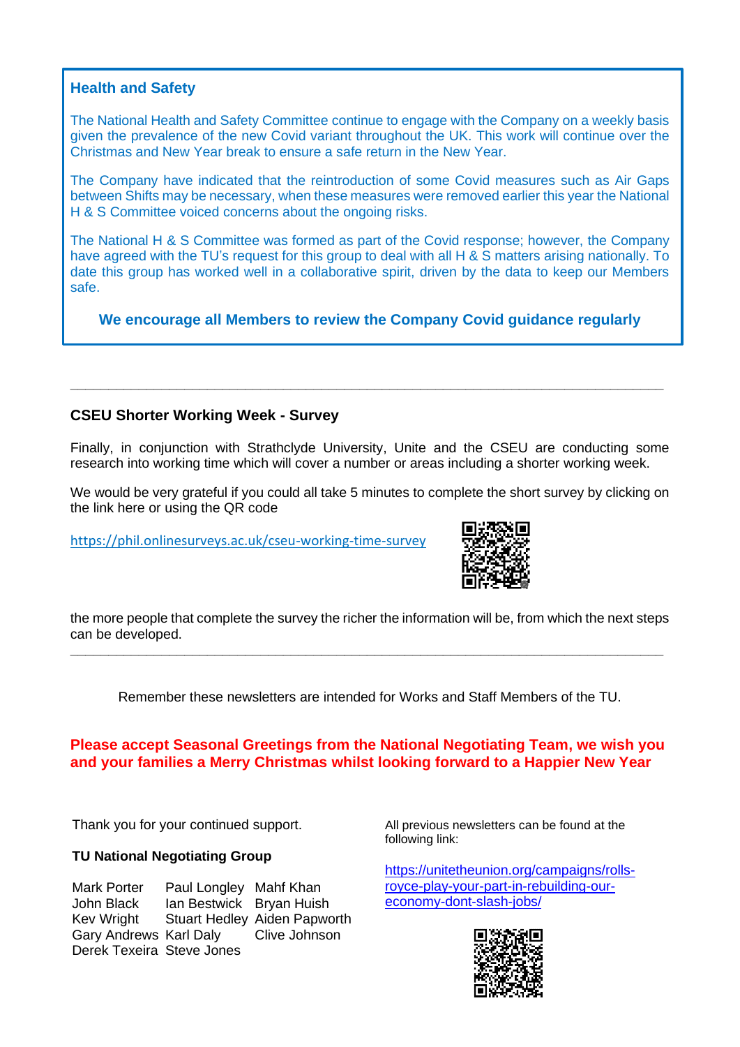## Health and Safety

The National Health and Safety Committee continue to engage with the Company on a weekly basis given the prevalence of the new Covid variant throughout the UK. This work will continue over the Christmas and New Year break to ensure a safe return in the New Year.

The Company have indicated that the reintroduction of some Covid measures such as Air Gaps between Shifts may be necessary, when these measures were removed earlier this year the National H & S Committee voiced concerns about the ongoing risks.

The National H & S Committee was formed as part of the Covid response; however, the Company have agreed with the TU's request for this group to deal with all H & S matters arising nationally. To date this group has worked well in a collaborative spirit, driven by the data to keep our Members safe.

**We encourage all Members to review the Company Covid guidance regularly**

---

## CSEU Shorter Working Week - Survey

Finally, in conjunction with Strathclyde University, Unite and the CSEU are conducting some research into working time which will cover a number or areas including a shorter working week.

We would be very grateful if you could all take 5 minutes to complete the short survey by clicking on the link here or using the QR code

https://phil.onlinesurveys.ac.uk/cseu-working-time-survey

the more people that complete the survey the richer the information will be, from which the next steps can be developed.

---

Remember these newsletters are intended for Works and Staff Members of the TU.

**Please accept Seasonal Greetings from the National Negotiating Team, we wish you and your families a Merry Christmas whilst looking forward to a Happier New Year**

Thank you for your continued support.

**TU National Negotiating Group**

| | | |
|---|---|---|
| Mark Porter | Paul Longley | Mahf Khan |
| John Black | Ian Bestwick | Bryan Huish |
| Kev Wright | Stuart Hedley | Aiden Papworth |
| Gary Andrews | Karl Daly | Clive Johnson |
| Derek Texeira | Steve Jones | |

All previous newsletters can be found at the following link:

https://unitetheunion.org/campaigns/rolls-royce-play-your-part-in-rebuilding-our-economy-dont-slash-jobs/